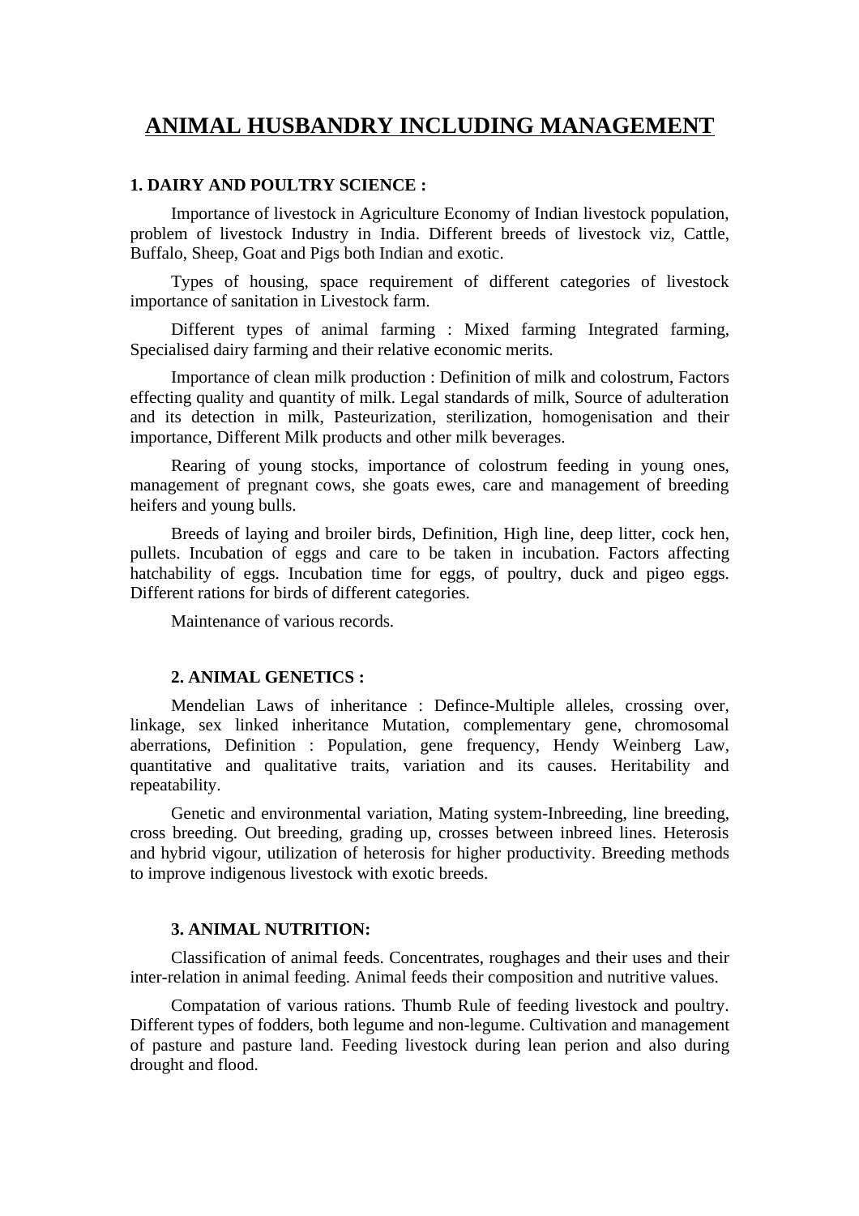# ANIMAL HUSBANDRY INCLUDING MANAGEMENT

## 1. DAIRY AND POULTRY SCIENCE :

Importance of livestock in Agriculture Economy of Indian livestock population, problem of livestock Industry in India. Different breeds of livestock viz, Cattle, Buffalo, Sheep, Goat and Pigs both Indian and exotic.

Types of housing, space requirement of different categories of livestock importance of sanitation in Livestock farm.

Different types of animal farming : Mixed farming Integrated farming, Specialised dairy farming and their relative economic merits.

Importance of clean milk production : Definition of milk and colostrum, Factors effecting quality and quantity of milk. Legal standards of milk, Source of adulteration and its detection in milk, Pasteurization, sterilization, homogenisation and their importance, Different Milk products and other milk beverages.

Rearing of young stocks, importance of colostrum feeding in young ones, management of pregnant cows, she goats ewes, care and management of breeding heifers and young bulls.

Breeds of laying and broiler birds, Definition, High line, deep litter, cock hen, pullets. Incubation of eggs and care to be taken in incubation. Factors affecting hatchability of eggs. Incubation time for eggs, of poultry, duck and pigeo eggs. Different rations for birds of different categories.

Maintenance of various records.

## 2. ANIMAL GENETICS :

Mendelian Laws of inheritance : Defince-Multiple alleles, crossing over, linkage, sex linked inheritance Mutation, complementary gene, chromosomal aberrations, Definition : Population, gene frequency, Hendy Weinberg Law, quantitative and qualitative traits, variation and its causes. Heritability and repeatability.

Genetic and environmental variation, Mating system-Inbreeding, line breeding, cross breeding. Out breeding, grading up, crosses between inbreed lines. Heterosis and hybrid vigour, utilization of heterosis for higher productivity. Breeding methods to improve indigenous livestock with exotic breeds.

## 3. ANIMAL NUTRITION:

Classification of animal feeds. Concentrates, roughages and their uses and their inter-relation in animal feeding. Animal feeds their composition and nutritive values.

Compatation of various rations. Thumb Rule of feeding livestock and poultry. Different types of fodders, both legume and non-legume. Cultivation and management of pasture and pasture land. Feeding livestock during lean perion and also during drought and flood.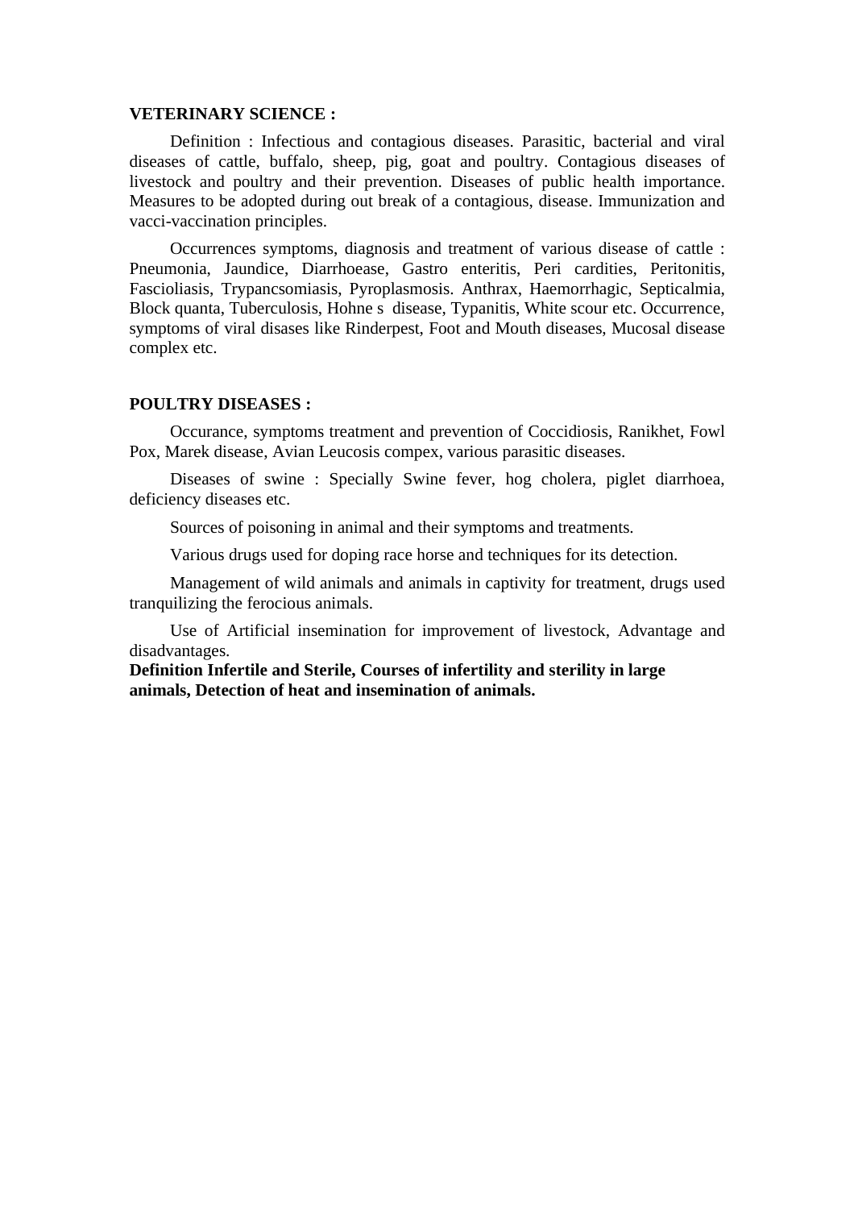**VETERINARY SCIENCE :**

Definition : Infectious and contagious diseases. Parasitic, bacterial and viral diseases of cattle, buffalo, sheep, pig, goat and poultry. Contagious diseases of livestock and poultry and their prevention. Diseases of public health importance. Measures to be adopted during out break of a contagious, disease. Immunization and vacci-vaccination principles.

Occurrences symptoms, diagnosis and treatment of various disease of cattle : Pneumonia, Jaundice, Diarrhoease, Gastro enteritis, Peri cardities, Peritonitis, Fascioliasis, Trypancsomiasis, Pyroplasmosis. Anthrax, Haemorrhagic, Septicalmia, Block quanta, Tuberculosis, Hohne s disease, Typanitis, White scour etc. Occurrence, symptoms of viral disases like Rinderpest, Foot and Mouth diseases, Mucosal disease complex etc.

**POULTRY DISEASES :**

Occurance, symptoms treatment and prevention of Coccidiosis, Ranikhet, Fowl Pox, Marek disease, Avian Leucosis compex, various parasitic diseases.

Diseases of swine : Specially Swine fever, hog cholera, piglet diarrhoea, deficiency diseases etc.

Sources of poisoning in animal and their symptoms and treatments.

Various drugs used for doping race horse and techniques for its detection.

Management of wild animals and animals in captivity for treatment, drugs used tranquilizing the ferocious animals.

Use of Artificial insemination for improvement of livestock, Advantage and disadvantages.

**Definition Infertile and Sterile, Courses of infertility and sterility in large animals, Detection of heat and insemination of animals.**